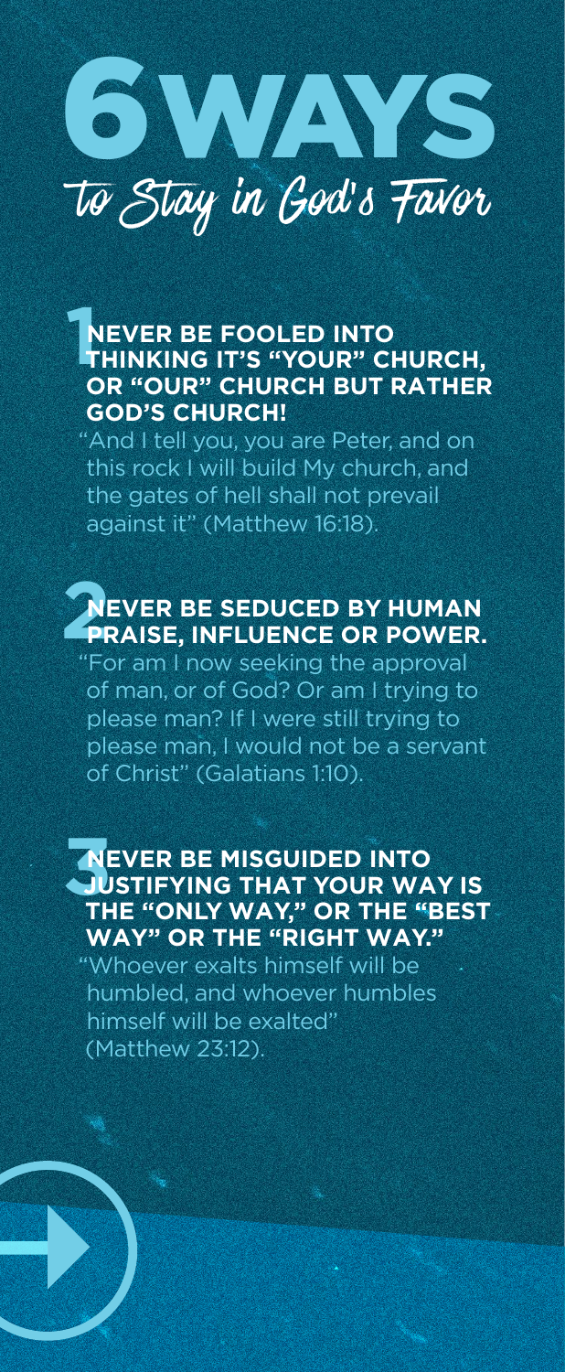# 6 WAYS

## to Stay in God's Favor

### 1 NEVER BE FOOLED INTO THINKING IT'S "YOUR" CHURCH, OR "OUR" CHURCH BUT RATHER GOD'S CHURCH!

"And I tell you, you are Peter, and on this rock I will build My church, and the gates of hell shall not prevail against it" (Matthew 16:18).

### 2 NEVER BE SEDUCED BY HUMAN PRAISE, INFLUENCE OR POWER.

"For am I now seeking the approval of man, or of God? Or am I trying to please man? If I were still trying to please man, I would not be a servant of Christ" (Galatians 1:10).

### 3 NEVER BE MISGUIDED INTO JUSTIFYING THAT YOUR WAY IS THE "ONLY WAY," OR THE "BEST WAY" OR THE "RIGHT WAY."

"Whoever exalts himself will be humbled, and whoever humbles himself will be exalted" (Matthew 23:12).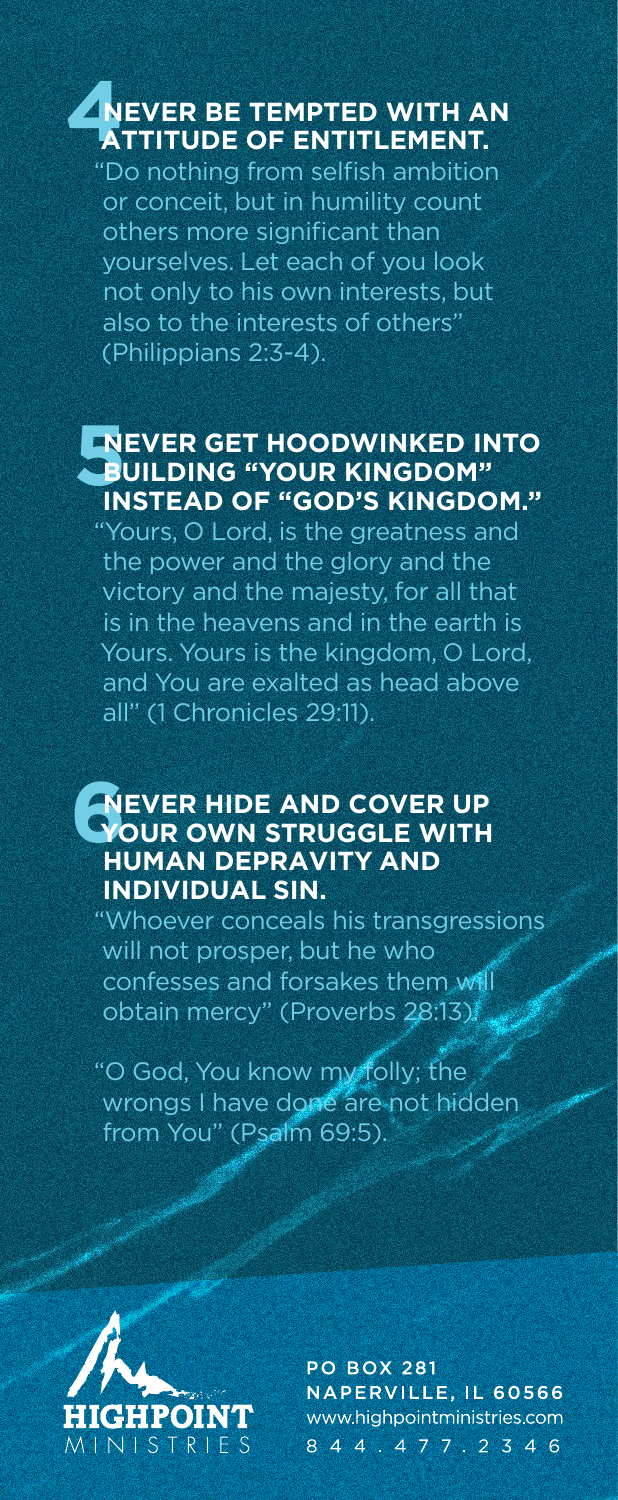## 4 NEVER BE TEMPTED WITH AN ATTITUDE OF ENTITLEMENT.

"Do nothing from selfish ambition or conceit, but in humility count others more significant than yourselves. Let each of you look not only to his own interests, but also to the interests of others" (Philippians 2:3-4).

## 5 NEVER GET HOODWINKED INTO BUILDING "YOUR KINGDOM" INSTEAD OF "GOD'S KINGDOM."

"Yours, O Lord, is the greatness and the power and the glory and the victory and the majesty, for all that is in the heavens and in the earth is Yours. Yours is the kingdom, O Lord, and You are exalted as head above all" (1 Chronicles 29:11).

## 6 NEVER HIDE AND COVER UP YOUR OWN STRUGGLE WITH HUMAN DEPRAVITY AND INDIVIDUAL SIN.

"Whoever conceals his transgressions will not prosper, but he who confesses and forsakes them will obtain mercy" (Proverbs 28:13).

"O God, You know my folly; the wrongs I have done are not hidden from You" (Psalm 69:5).

HIGHPOINT MINISTRIES

PO BOX 281
NAPERVILLE, IL 60566
www.highpointministries.com
844.477.2346